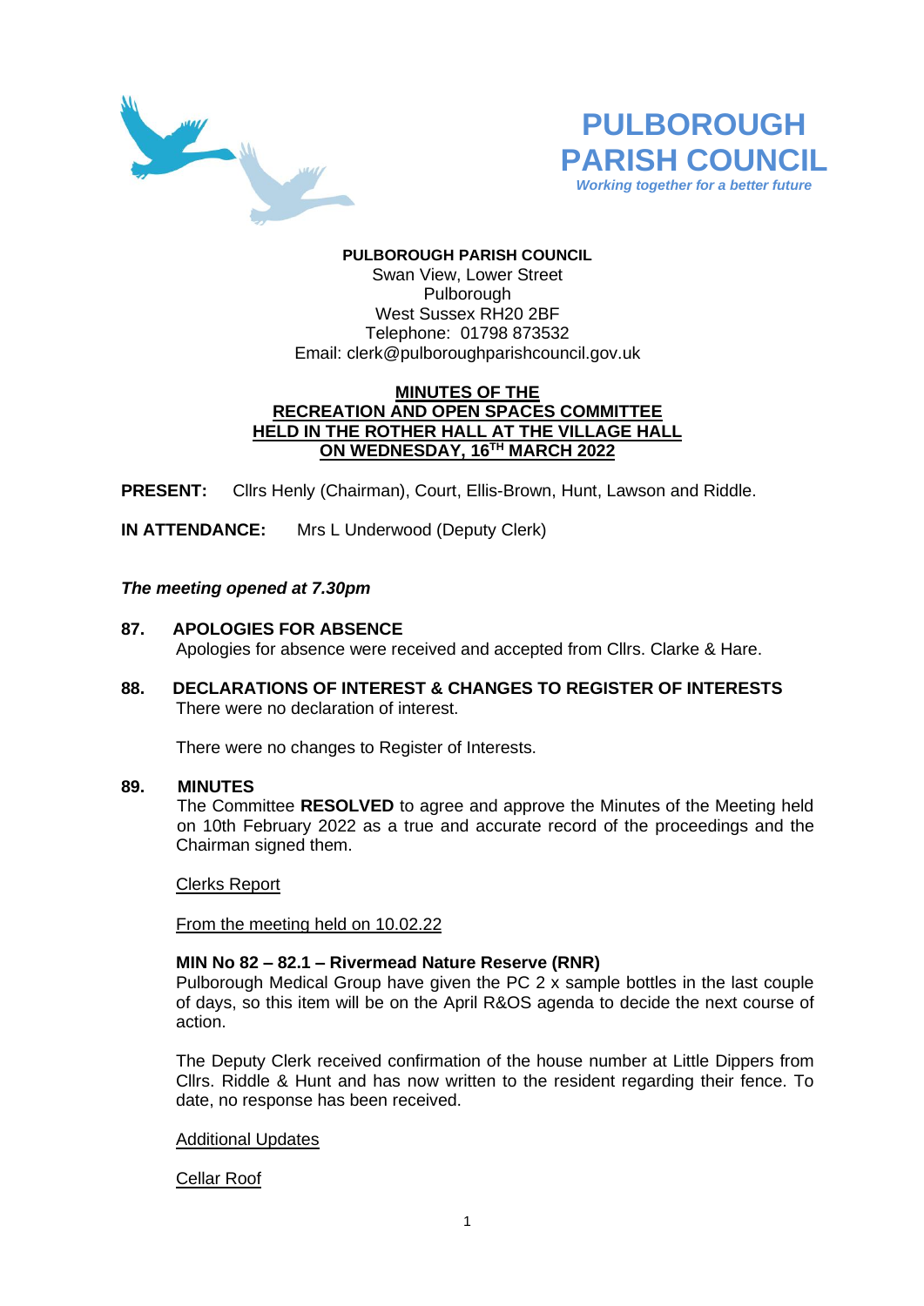# PULBOROUGH PARISH COUNCIL

*Working together for a better future*

**PULBOROUGH PARISH COUNCIL**
Swan View, Lower Street
Pulborough
West Sussex RH20 2BF
Telephone: 01798 873532
Email: clerk@pulboroughparishcouncil.gov.uk

## MINUTES OF THE RECREATION AND OPEN SPACES COMMITTEE HELD IN THE ROTHER HALL AT THE VILLAGE HALL ON WEDNESDAY, 16TH MARCH 2022

**PRESENT:** Cllrs Henly (Chairman), Court, Ellis-Brown, Hunt, Lawson and Riddle.

**IN ATTENDANCE:** Mrs L Underwood (Deputy Clerk)

***The meeting opened at 7.30pm***

**87. APOLOGIES FOR ABSENCE**

Apologies for absence were received and accepted from Cllrs. Clarke & Hare.

**88. DECLARATIONS OF INTEREST & CHANGES TO REGISTER OF INTERESTS**

There were no declaration of interest.

There were no changes to Register of Interests.

**89. MINUTES**

The Committee **RESOLVED** to agree and approve the Minutes of the Meeting held on 10th February 2022 as a true and accurate record of the proceedings and the Chairman signed them.

Clerks Report

From the meeting held on 10.02.22

**MIN No 82 – 82.1 – Rivermead Nature Reserve (RNR)**

Pulborough Medical Group have given the PC 2 x sample bottles in the last couple of days, so this item will be on the April R&OS agenda to decide the next course of action.

The Deputy Clerk received confirmation of the house number at Little Dippers from Cllrs. Riddle & Hunt and has now written to the resident regarding their fence. To date, no response has been received.

Additional Updates

Cellar Roof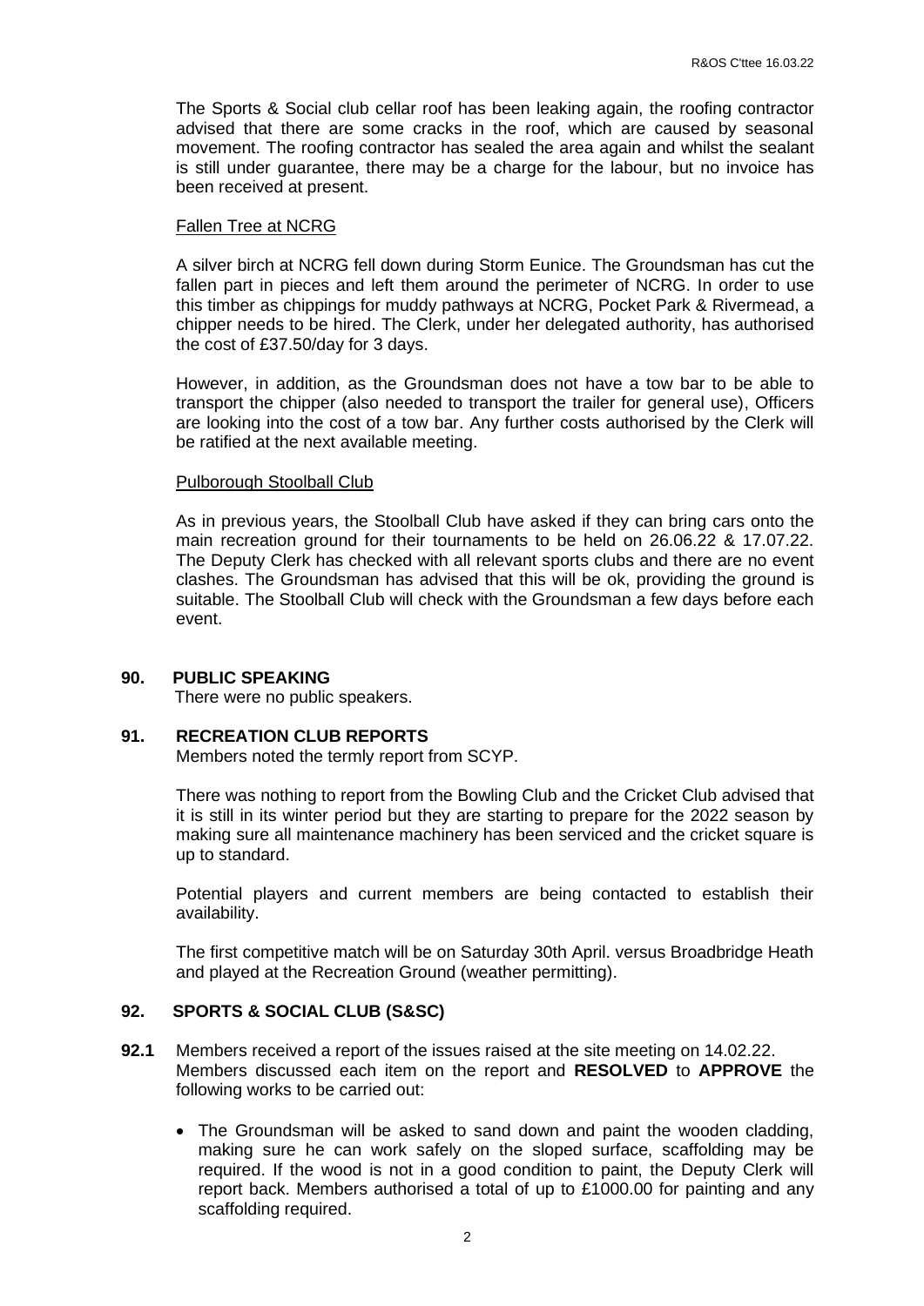The Sports & Social club cellar roof has been leaking again, the roofing contractor advised that there are some cracks in the roof, which are caused by seasonal movement. The roofing contractor has sealed the area again and whilst the sealant is still under guarantee, there may be a charge for the labour, but no invoice has been received at present.

Fallen Tree at NCRG

A silver birch at NCRG fell down during Storm Eunice. The Groundsman has cut the fallen part in pieces and left them around the perimeter of NCRG. In order to use this timber as chippings for muddy pathways at NCRG, Pocket Park & Rivermead, a chipper needs to be hired. The Clerk, under her delegated authority, has authorised the cost of £37.50/day for 3 days.

However, in addition, as the Groundsman does not have a tow bar to be able to transport the chipper (also needed to transport the trailer for general use), Officers are looking into the cost of a tow bar. Any further costs authorised by the Clerk will be ratified at the next available meeting.

Pulborough Stoolball Club

As in previous years, the Stoolball Club have asked if they can bring cars onto the main recreation ground for their tournaments to be held on 26.06.22 & 17.07.22. The Deputy Clerk has checked with all relevant sports clubs and there are no event clashes. The Groundsman has advised that this will be ok, providing the ground is suitable. The Stoolball Club will check with the Groundsman a few days before each event.

## 90. PUBLIC SPEAKING

There were no public speakers.

## 91. RECREATION CLUB REPORTS

Members noted the termly report from SCYP.

There was nothing to report from the Bowling Club and the Cricket Club advised that it is still in its winter period but they are starting to prepare for the 2022 season by making sure all maintenance machinery has been serviced and the cricket square is up to standard.

Potential players and current members are being contacted to establish their availability.

The first competitive match will be on Saturday 30th April. versus Broadbridge Heath and played at the Recreation Ground (weather permitting).

## 92. SPORTS & SOCIAL CLUB (S&SC)

**92.1** Members received a report of the issues raised at the site meeting on 14.02.22. Members discussed each item on the report and **RESOLVED** to **APPROVE** the following works to be carried out:

- The Groundsman will be asked to sand down and paint the wooden cladding, making sure he can work safely on the sloped surface, scaffolding may be required. If the wood is not in a good condition to paint, the Deputy Clerk will report back. Members authorised a total of up to £1000.00 for painting and any scaffolding required.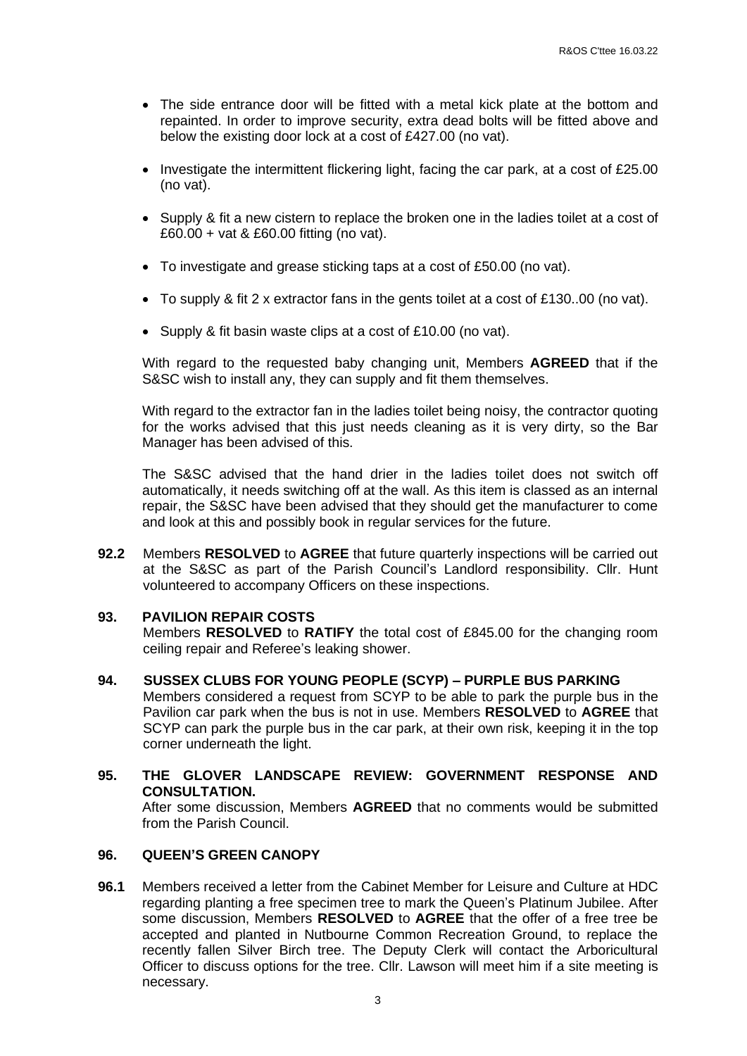- The side entrance door will be fitted with a metal kick plate at the bottom and repainted. In order to improve security, extra dead bolts will be fitted above and below the existing door lock at a cost of £427.00 (no vat).
- Investigate the intermittent flickering light, facing the car park, at a cost of £25.00 (no vat).
- Supply & fit a new cistern to replace the broken one in the ladies toilet at a cost of £60.00 + vat & £60.00 fitting (no vat).
- To investigate and grease sticking taps at a cost of £50.00 (no vat).
- To supply & fit 2 x extractor fans in the gents toilet at a cost of £130..00 (no vat).
- Supply & fit basin waste clips at a cost of £10.00 (no vat).

With regard to the requested baby changing unit, Members **AGREED** that if the S&SC wish to install any, they can supply and fit them themselves.

With regard to the extractor fan in the ladies toilet being noisy, the contractor quoting for the works advised that this just needs cleaning as it is very dirty, so the Bar Manager has been advised of this.

The S&SC advised that the hand drier in the ladies toilet does not switch off automatically, it needs switching off at the wall. As this item is classed as an internal repair, the S&SC have been advised that they should get the manufacturer to come and look at this and possibly book in regular services for the future.

**92.2** Members **RESOLVED** to **AGREE** that future quarterly inspections will be carried out at the S&SC as part of the Parish Council's Landlord responsibility. Cllr. Hunt volunteered to accompany Officers on these inspections.

**93. PAVILION REPAIR COSTS**

Members **RESOLVED** to **RATIFY** the total cost of £845.00 for the changing room ceiling repair and Referee's leaking shower.

**94. SUSSEX CLUBS FOR YOUNG PEOPLE (SCYP) – PURPLE BUS PARKING**

Members considered a request from SCYP to be able to park the purple bus in the Pavilion car park when the bus is not in use. Members **RESOLVED** to **AGREE** that SCYP can park the purple bus in the car park, at their own risk, keeping it in the top corner underneath the light.

**95. THE GLOVER LANDSCAPE REVIEW: GOVERNMENT RESPONSE AND CONSULTATION.**

After some discussion, Members **AGREED** that no comments would be submitted from the Parish Council.

**96. QUEEN'S GREEN CANOPY**

**96.1** Members received a letter from the Cabinet Member for Leisure and Culture at HDC regarding planting a free specimen tree to mark the Queen's Platinum Jubilee. After some discussion, Members **RESOLVED** to **AGREE** that the offer of a free tree be accepted and planted in Nutbourne Common Recreation Ground, to replace the recently fallen Silver Birch tree. The Deputy Clerk will contact the Arboricultural Officer to discuss options for the tree. Cllr. Lawson will meet him if a site meeting is necessary.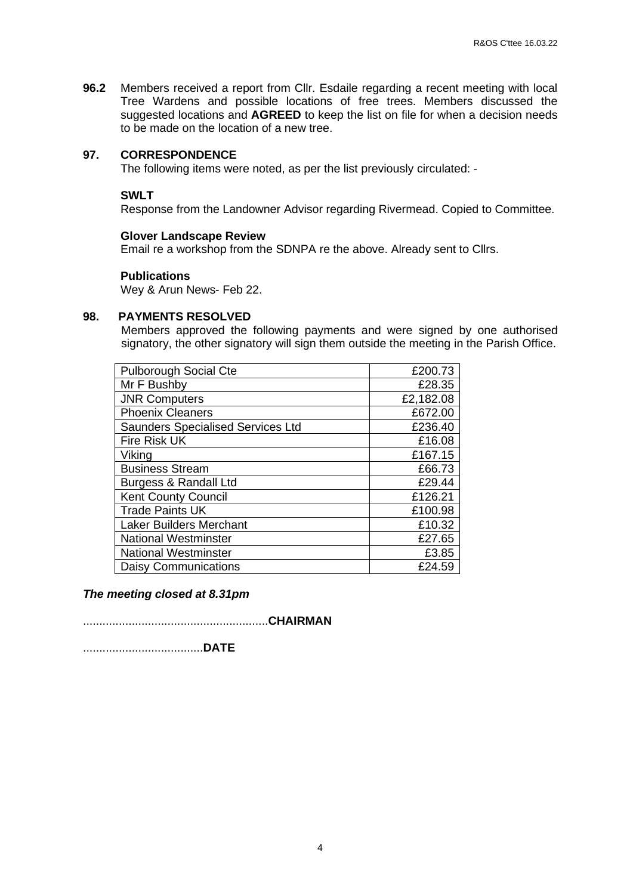**96.2** Members received a report from Cllr. Esdaile regarding a recent meeting with local Tree Wardens and possible locations of free trees. Members discussed the suggested locations and **AGREED** to keep the list on file for when a decision needs to be made on the location of a new tree.

**97. CORRESPONDENCE**

The following items were noted, as per the list previously circulated: -

**SWLT**
Response from the Landowner Advisor regarding Rivermead. Copied to Committee.

**Glover Landscape Review**
Email re a workshop from the SDNPA re the above. Already sent to Cllrs.

**Publications**
Wey & Arun News- Feb 22.

**98. PAYMENTS RESOLVED**

Members approved the following payments and were signed by one authorised signatory, the other signatory will sign them outside the meeting in the Parish Office.

| | |
|---|---|
| Pulborough Social Cte | £200.73 |
| Mr F Bushby | £28.35 |
| JNR Computers | £2,182.08 |
| Phoenix Cleaners | £672.00 |
| Saunders Specialised Services Ltd | £236.40 |
| Fire Risk UK | £16.08 |
| Viking | £167.15 |
| Business Stream | £66.73 |
| Burgess & Randall Ltd | £29.44 |
| Kent County Council | £126.21 |
| Trade Paints UK | £100.98 |
| Laker Builders Merchant | £10.32 |
| National Westminster | £27.65 |
| National Westminster | £3.85 |
| Daisy Communications | £24.59 |

***The meeting closed at 8.31pm***

.........................................................**CHAIRMAN**

.....................................**DATE**